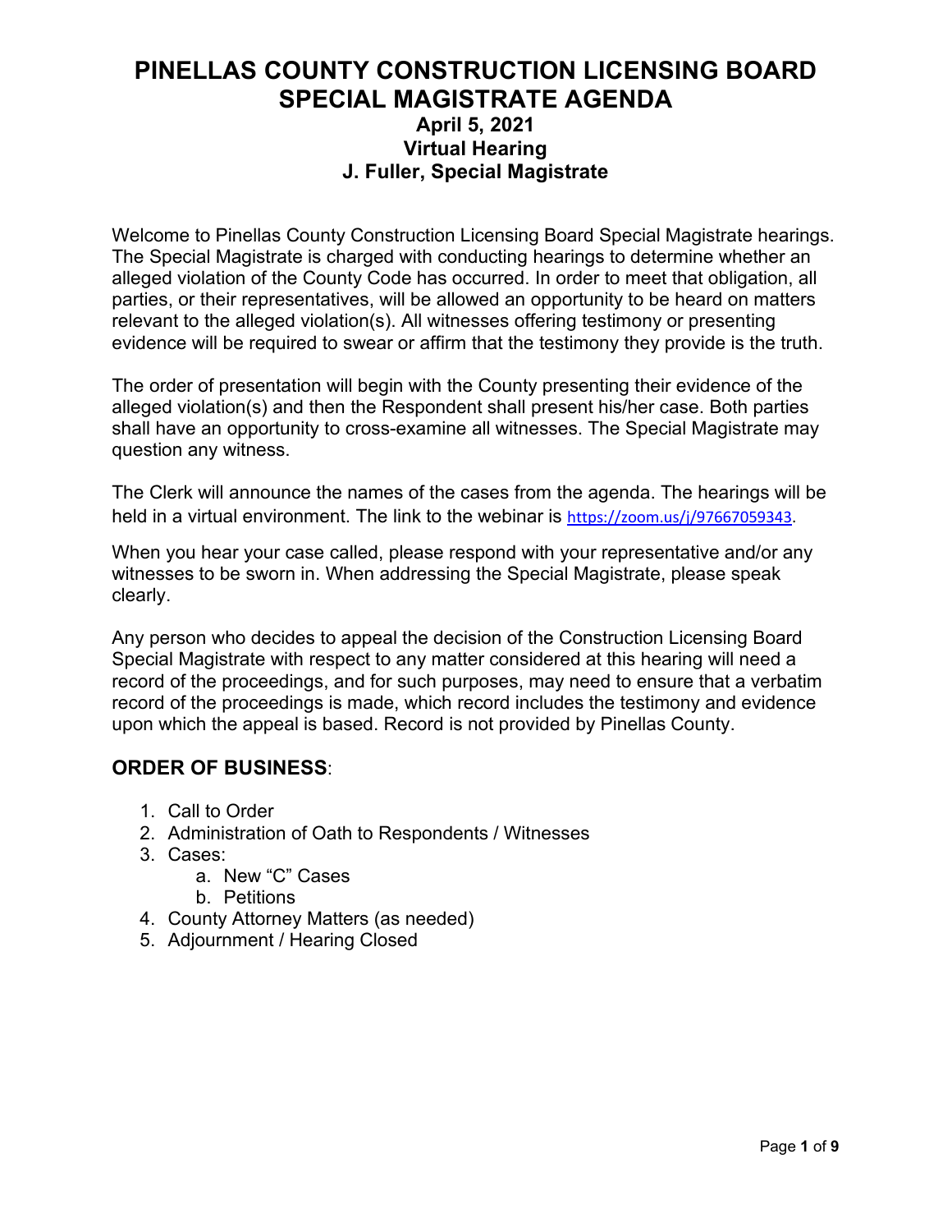# PINELLAS COUNTY CONSTRUCTION LICENSING BOARD SPECIAL MAGISTRATE AGENDA

### April 5, 2021
### Virtual Hearing
### J. Fuller, Special Magistrate

Welcome to Pinellas County Construction Licensing Board Special Magistrate hearings. The Special Magistrate is charged with conducting hearings to determine whether an alleged violation of the County Code has occurred. In order to meet that obligation, all parties, or their representatives, will be allowed an opportunity to be heard on matters relevant to the alleged violation(s). All witnesses offering testimony or presenting evidence will be required to swear or affirm that the testimony they provide is the truth.

The order of presentation will begin with the County presenting their evidence of the alleged violation(s) and then the Respondent shall present his/her case. Both parties shall have an opportunity to cross-examine all witnesses. The Special Magistrate may question any witness.

The Clerk will announce the names of the cases from the agenda. The hearings will be held in a virtual environment. The link to the webinar is https://zoom.us/j/97667059343.

When you hear your case called, please respond with your representative and/or any witnesses to be sworn in. When addressing the Special Magistrate, please speak clearly.

Any person who decides to appeal the decision of the Construction Licensing Board Special Magistrate with respect to any matter considered at this hearing will need a record of the proceedings, and for such purposes, may need to ensure that a verbatim record of the proceedings is made, which record includes the testimony and evidence upon which the appeal is based. Record is not provided by Pinellas County.

## ORDER OF BUSINESS:

1. Call to Order
2. Administration of Oath to Respondents / Witnesses
3. Cases:
   a. New "C" Cases
   b. Petitions
4. County Attorney Matters (as needed)
5. Adjournment / Hearing Closed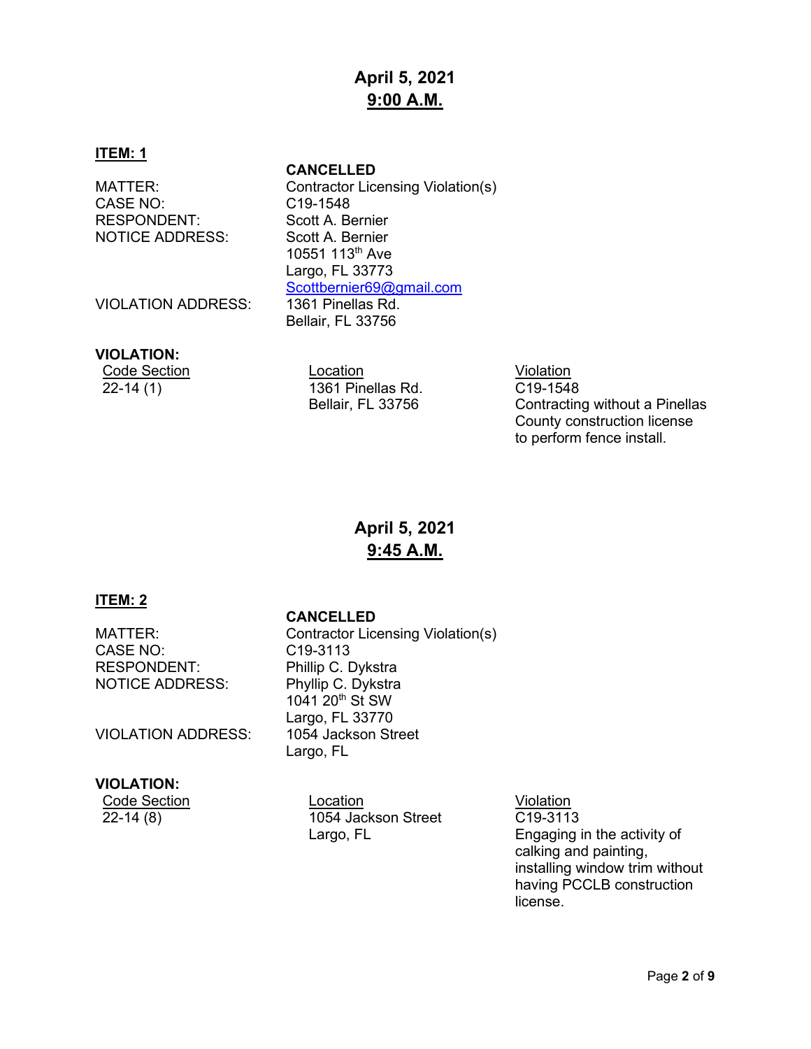## April 5, 2021
## 9:00 A.M.

**ITEM: 1**

**CANCELLED**

MATTER: Contractor Licensing Violation(s)
CASE NO: C19-1548
RESPONDENT: Scott A. Bernier
NOTICE ADDRESS: Scott A. Bernier
10551 113th Ave
Largo, FL 33773
Scottbernier69@gmail.com
VIOLATION ADDRESS: 1361 Pinellas Rd.
Bellair, FL 33756

**VIOLATION:**

| Code Section | Location | Violation |
|---|---|---|
| 22-14 (1) | 1361 Pinellas Rd. Bellair, FL 33756 | C19-1548 Contracting without a Pinellas County construction license to perform fence install. |

## April 5, 2021
## 9:45 A.M.

**ITEM: 2**

**CANCELLED**

MATTER: Contractor Licensing Violation(s)
CASE NO: C19-3113
RESPONDENT: Phillip C. Dykstra
NOTICE ADDRESS: Phyllip C. Dykstra
1041 20th St SW
Largo, FL 33770
VIOLATION ADDRESS: 1054 Jackson Street
Largo, FL

**VIOLATION:**

| Code Section | Location | Violation |
|---|---|---|
| 22-14 (8) | 1054 Jackson Street Largo, FL | C19-3113 Engaging in the activity of calking and painting, installing window trim without having PCCLB construction license. |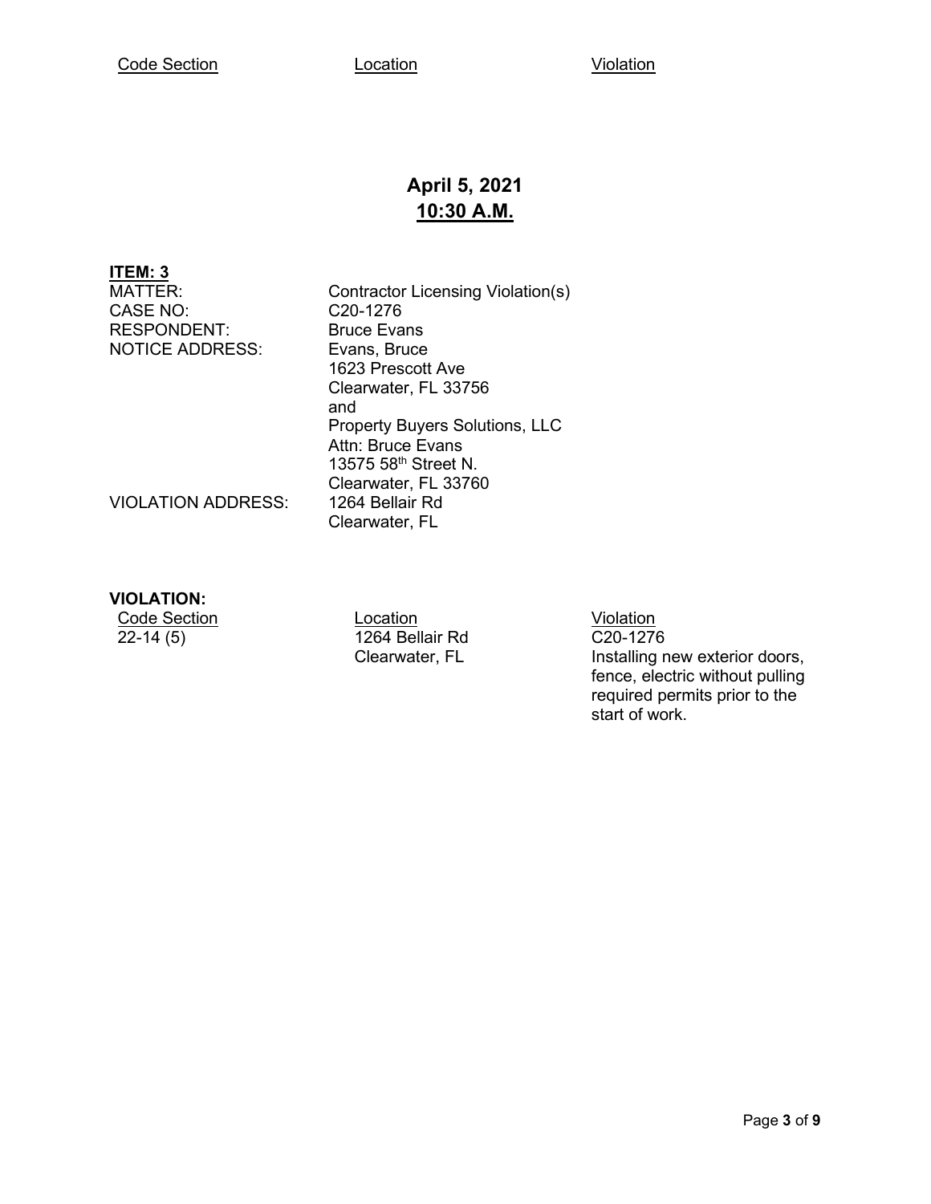| Code Section | Location | Violation |
|---|---|---|

## April 5, 2021
## 10:30 A.M.

**ITEM: 3**

| | |
|---|---|
| MATTER: | Contractor Licensing Violation(s) |
| CASE NO: | C20-1276 |
| RESPONDENT: | Bruce Evans |
| NOTICE ADDRESS: | Evans, Bruce<br>1623 Prescott Ave<br>Clearwater, FL 33756<br>and<br>Property Buyers Solutions, LLC<br>Attn: Bruce Evans<br>13575 58th Street N.<br>Clearwater, FL 33760 |
| VIOLATION ADDRESS: | 1264 Bellair Rd<br>Clearwater, FL |

**VIOLATION:**

| Code Section | Location | Violation |
|---|---|---|
| 22-14 (5) | 1264 Bellair Rd<br>Clearwater, FL | C20-1276<br>Installing new exterior doors, fence, electric without pulling required permits prior to the start of work. |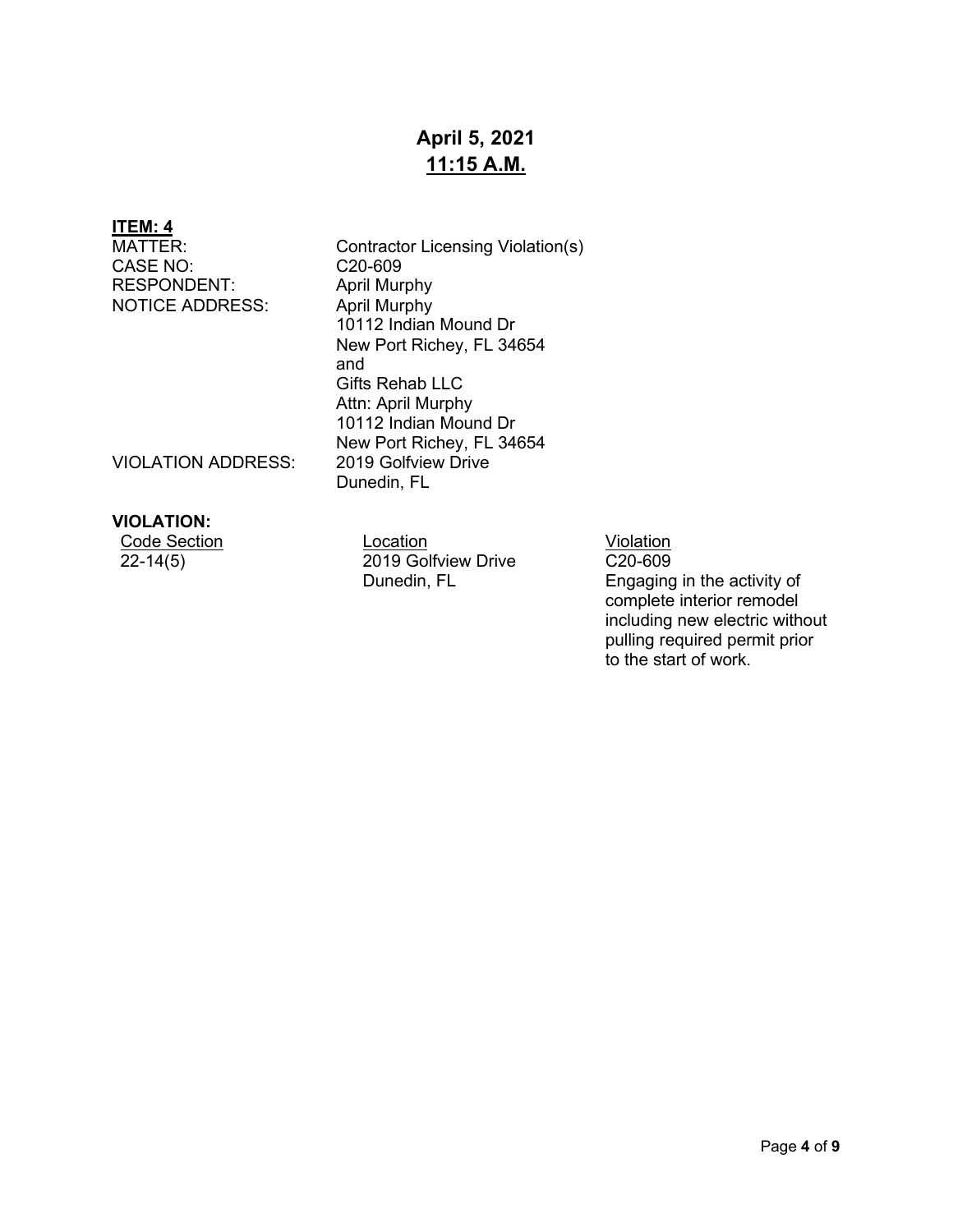**April 5, 2021**
**11:15 A.M.**

**ITEM: 4**

| | |
|---|---|
| MATTER: | Contractor Licensing Violation(s) |
| CASE NO: | C20-609 |
| RESPONDENT: | April Murphy |
| NOTICE ADDRESS: | April Murphy<br>10112 Indian Mound Dr<br>New Port Richey, FL 34654<br>and<br>Gifts Rehab LLC<br>Attn: April Murphy<br>10112 Indian Mound Dr<br>New Port Richey, FL 34654 |
| VIOLATION ADDRESS: | 2019 Golfview Drive<br>Dunedin, FL |

**VIOLATION:**

| Code Section | Location | Violation |
|---|---|---|
| 22-14(5) | 2019 Golfview Drive<br>Dunedin, FL | C20-609<br>Engaging in the activity of complete interior remodel including new electric without pulling required permit prior to the start of work. |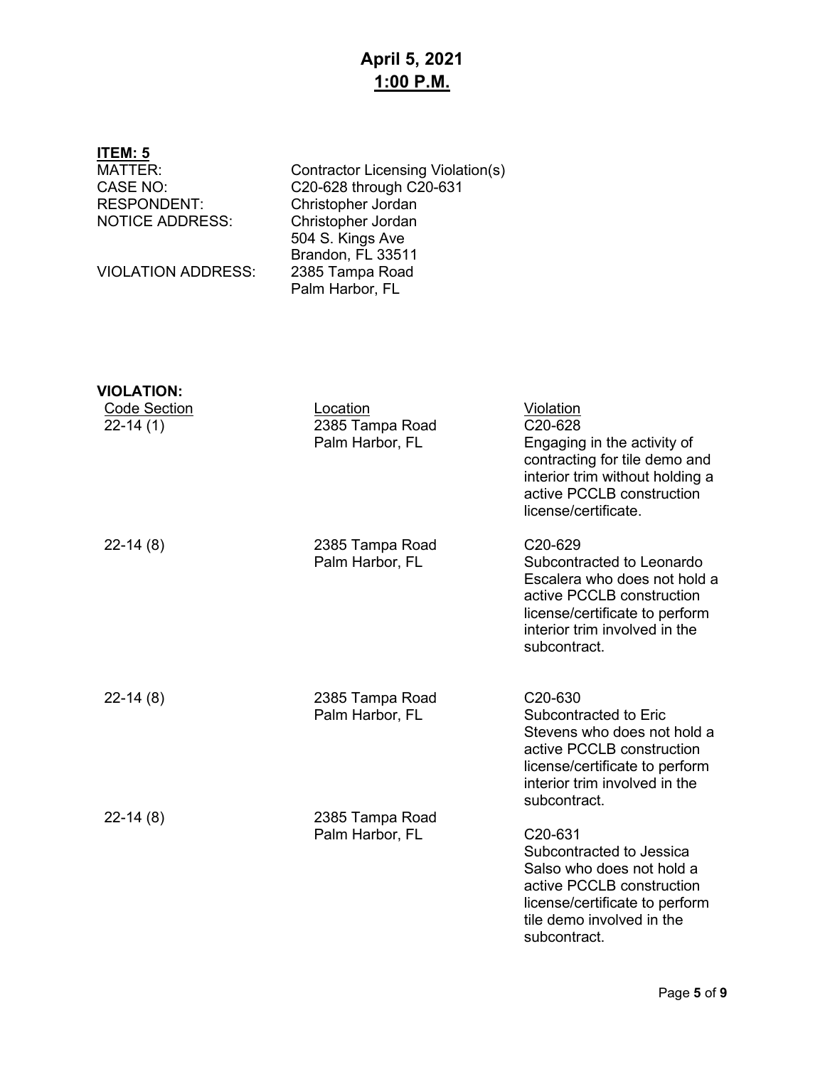# April 5, 2021
## 1:00 P.M.

**ITEM: 5**

| | |
|---|---|
| MATTER: | Contractor Licensing Violation(s) |
| CASE NO: | C20-628 through C20-631 |
| RESPONDENT: | Christopher Jordan |
| NOTICE ADDRESS: | Christopher Jordan<br>504 S. Kings Ave<br>Brandon, FL 33511 |
| VIOLATION ADDRESS: | 2385 Tampa Road<br>Palm Harbor, FL |

**VIOLATION:**

| Code Section | Location | Violation |
|---|---|---|
| 22-14 (1) | 2385 Tampa Road<br>Palm Harbor, FL | C20-628<br>Engaging in the activity of contracting for tile demo and interior trim without holding a active PCCLB construction license/certificate. |
| 22-14 (8) | 2385 Tampa Road<br>Palm Harbor, FL | C20-629<br>Subcontracted to Leonardo Escalera who does not hold a active PCCLB construction license/certificate to perform interior trim involved in the subcontract. |
| 22-14 (8) | 2385 Tampa Road<br>Palm Harbor, FL | C20-630<br>Subcontracted to Eric Stevens who does not hold a active PCCLB construction license/certificate to perform interior trim involved in the subcontract. |
| 22-14 (8) | 2385 Tampa Road<br>Palm Harbor, FL | C20-631<br>Subcontracted to Jessica Salso who does not hold a active PCCLB construction license/certificate to perform tile demo involved in the subcontract. |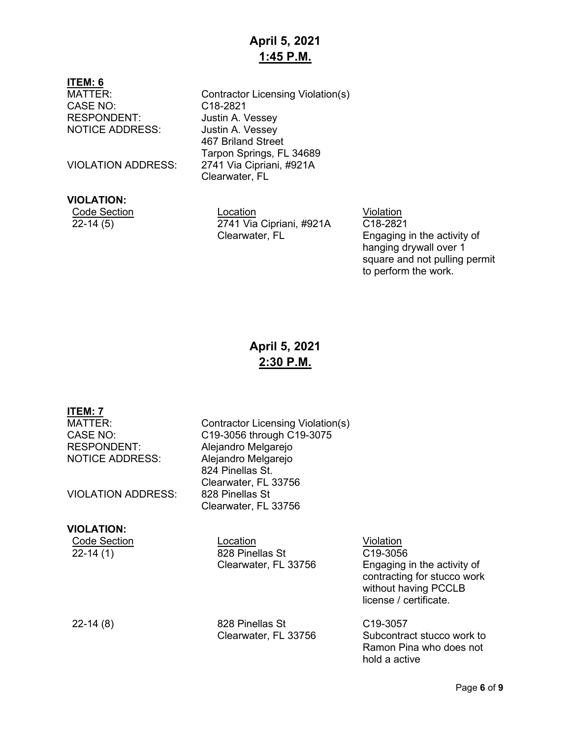## April 5, 2021
## 1:45 P.M.

**ITEM: 6**

MATTER: Contractor Licensing Violation(s)
CASE NO: C18-2821
RESPONDENT: Justin A. Vessey
NOTICE ADDRESS: Justin A. Vessey
467 Briland Street
Tarpon Springs, FL 34689
VIOLATION ADDRESS: 2741 Via Cipriani, #921A
Clearwater, FL

**VIOLATION:**

| Code Section | Location | Violation |
|---|---|---|
| 22-14 (5) | 2741 Via Cipriani, #921A Clearwater, FL | C18-2821 Engaging in the activity of hanging drywall over 1 square and not pulling permit to perform the work. |

## April 5, 2021
## 2:30 P.M.

**ITEM: 7**

MATTER: Contractor Licensing Violation(s)
CASE NO: C19-3056 through C19-3075
RESPONDENT: Alejandro Melgarejo
NOTICE ADDRESS: Alejandro Melgarejo
824 Pinellas St.
Clearwater, FL 33756
VIOLATION ADDRESS: 828 Pinellas St
Clearwater, FL 33756

**VIOLATION:**

| Code Section | Location | Violation |
|---|---|---|
| 22-14 (1) | 828 Pinellas St Clearwater, FL 33756 | C19-3056 Engaging in the activity of contracting for stucco work without having PCCLB license / certificate. |
| 22-14 (8) | 828 Pinellas St Clearwater, FL 33756 | C19-3057 Subcontract stucco work to Ramon Pina who does not hold a active |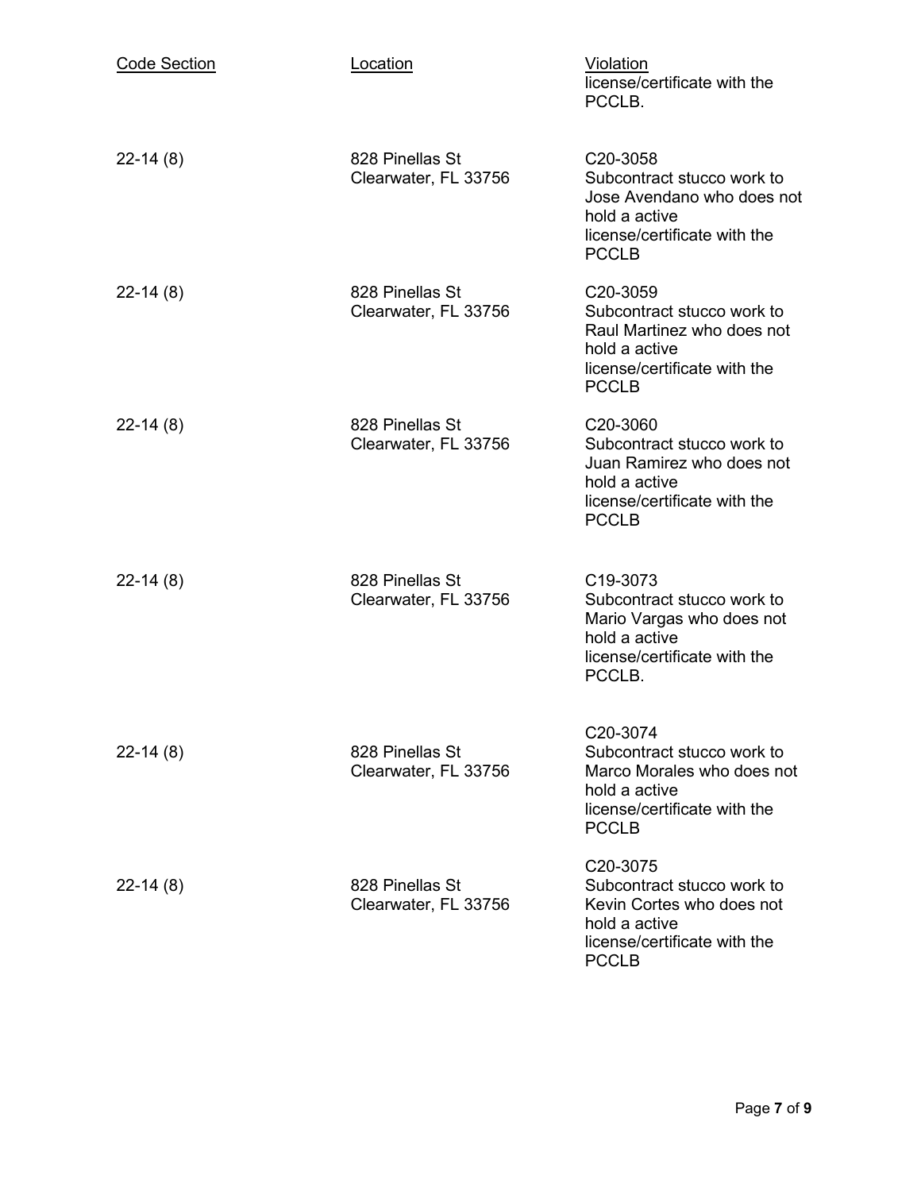| Code Section | Location | Violation |
| --- | --- | --- |
| | | license/certificate with the PCCLB. |
| 22-14 (8) | 828 Pinellas St Clearwater, FL 33756 | C20-3058 Subcontract stucco work to Jose Avendano who does not hold a active license/certificate with the PCCLB |
| 22-14 (8) | 828 Pinellas St Clearwater, FL 33756 | C20-3059 Subcontract stucco work to Raul Martinez who does not hold a active license/certificate with the PCCLB |
| 22-14 (8) | 828 Pinellas St Clearwater, FL 33756 | C20-3060 Subcontract stucco work to Juan Ramirez who does not hold a active license/certificate with the PCCLB |
| 22-14 (8) | 828 Pinellas St Clearwater, FL 33756 | C19-3073 Subcontract stucco work to Mario Vargas who does not hold a active license/certificate with the PCCLB. |
| 22-14 (8) | 828 Pinellas St Clearwater, FL 33756 | C20-3074 Subcontract stucco work to Marco Morales who does not hold a active license/certificate with the PCCLB |
| 22-14 (8) | 828 Pinellas St Clearwater, FL 33756 | C20-3075 Subcontract stucco work to Kevin Cortes who does not hold a active license/certificate with the PCCLB |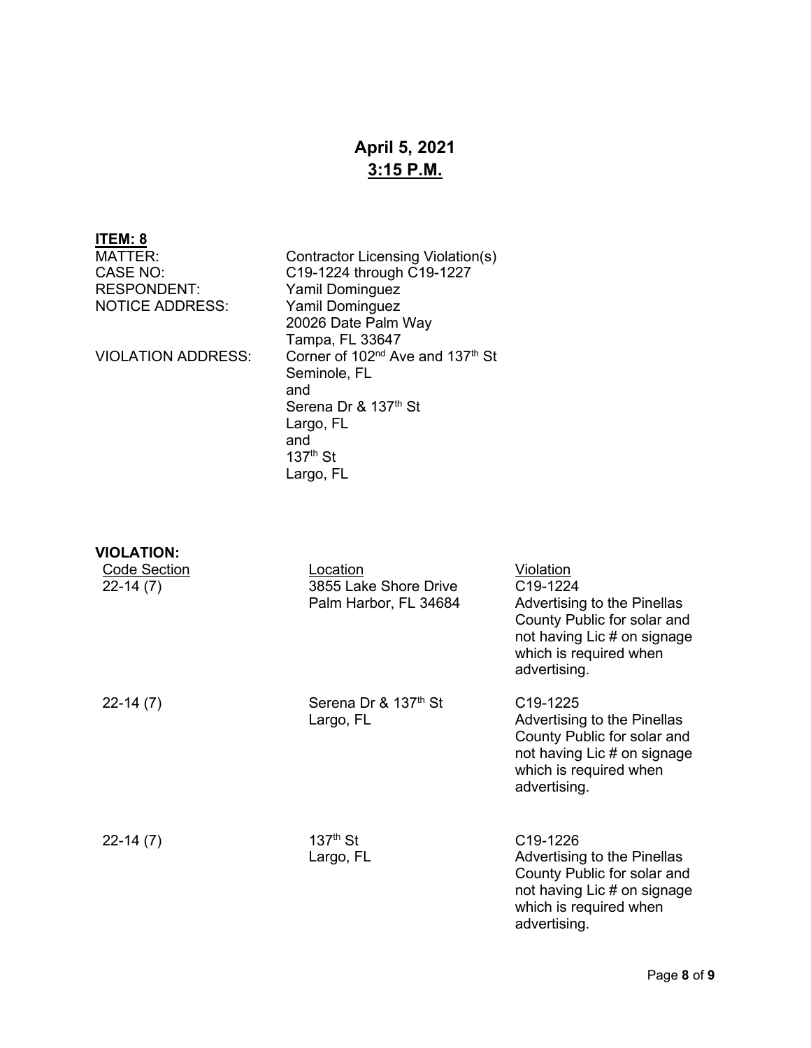**April 5, 2021**
**<u>3:15 P.M.</u>**

**<u>ITEM: 8</u>**

MATTER: Contractor Licensing Violation(s)
CASE NO: C19-1224 through C19-1227
RESPONDENT: Yamil Dominguez
NOTICE ADDRESS: Yamil Dominguez
20026 Date Palm Way
Tampa, FL 33647
VIOLATION ADDRESS: Corner of 102nd Ave and 137th St
Seminole, FL
and
Serena Dr & 137th St
Largo, FL
and
137th St
Largo, FL

**VIOLATION:**

| Code Section | Location | Violation |
|---|---|---|
| 22-14 (7) | 3855 Lake Shore Drive Palm Harbor, FL 34684 | C19-1224 Advertising to the Pinellas County Public for solar and not having Lic # on signage which is required when advertising. |
| 22-14 (7) | Serena Dr & 137th St Largo, FL | C19-1225 Advertising to the Pinellas County Public for solar and not having Lic # on signage which is required when advertising. |
| 22-14 (7) | 137th St Largo, FL | C19-1226 Advertising to the Pinellas County Public for solar and not having Lic # on signage which is required when advertising. |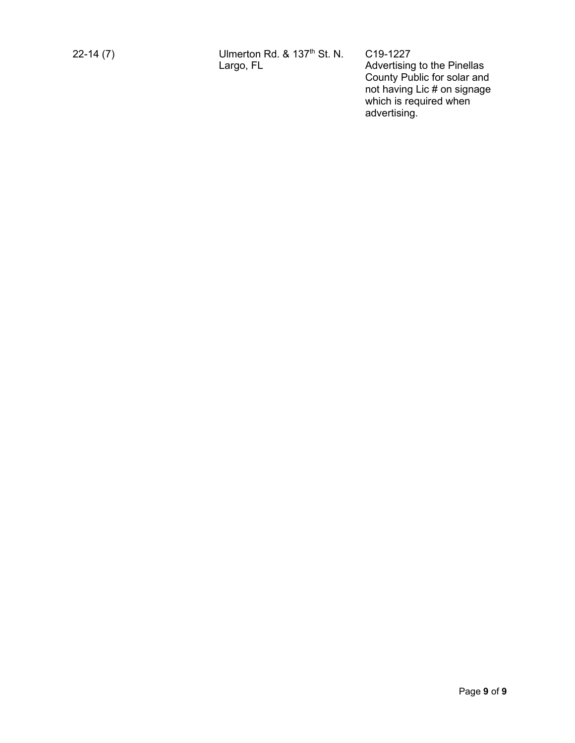| | | |
|---|---|---|
| 22-14 (7) | Ulmerton Rd. & 137th St. N.<br>Largo, FL | C19-1227<br>Advertising to the Pinellas County Public for solar and not having Lic # on signage which is required when advertising. |